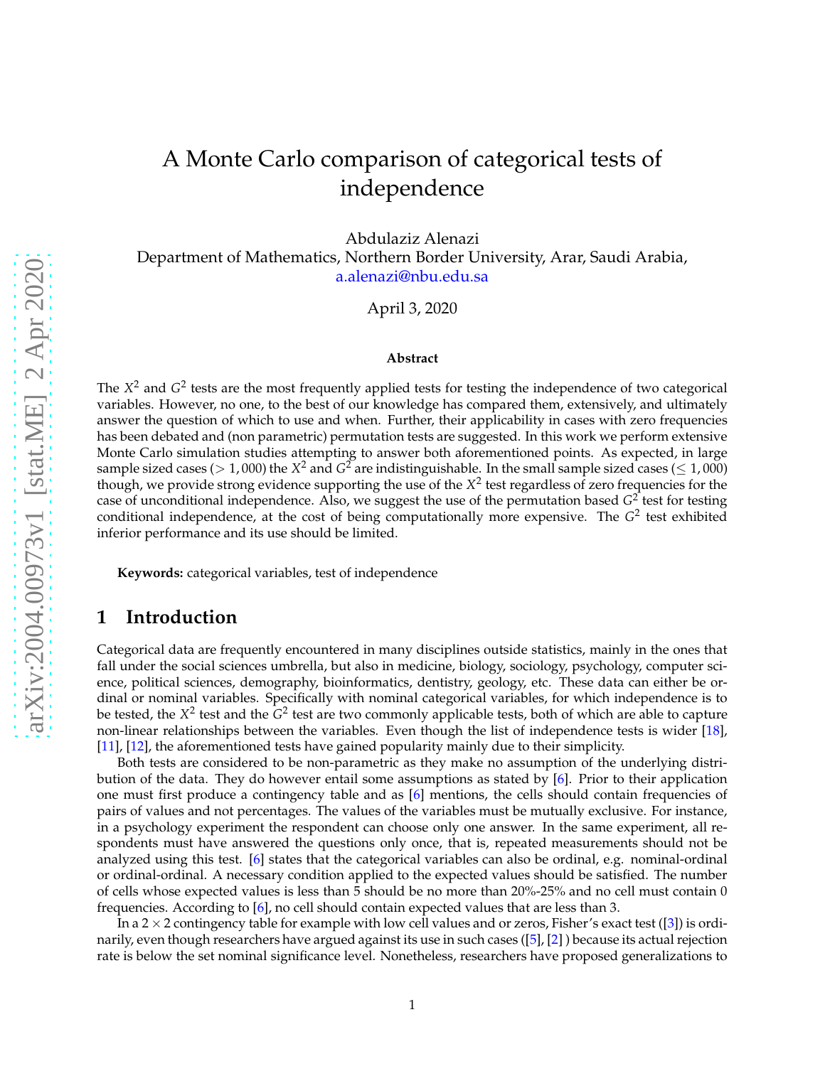# A Monte Carlo comparison of categorical tests of independence

Abdulaziz Alenazi
Department of Mathematics, Northern Border University, Arar, Saudi Arabia,
a.alenazi@nbu.edu.sa

April 3, 2020

**Abstract**

The $X^2$ and $G^2$ tests are the most frequently applied tests for testing the independence of two categorical variables. However, no one, to the best of our knowledge has compared them, extensively, and ultimately answer the question of which to use and when. Further, their applicability in cases with zero frequencies has been debated and (non parametric) permutation tests are suggested. In this work we perform extensive Monte Carlo simulation studies attempting to answer both aforementioned points. As expected, in large sample sized cases ($> 1,000$) the $X^2$ and $G^2$ are indistinguishable. In the small sample sized cases ($\leq 1,000$) though, we provide strong evidence supporting the use of the $X^2$ test regardless of zero frequencies for the case of unconditional independence. Also, we suggest the use of the permutation based $G^2$ test for testing conditional independence, at the cost of being computationally more expensive. The $G^2$ test exhibited inferior performance and its use should be limited.

**Keywords:** categorical variables, test of independence

## 1 Introduction

Categorical data are frequently encountered in many disciplines outside statistics, mainly in the ones that fall under the social sciences umbrella, but also in medicine, biology, sociology, psychology, computer science, political sciences, demography, bioinformatics, dentistry, geology, etc. These data can either be ordinal or nominal variables. Specifically with nominal categorical variables, for which independence is to be tested, the $X^2$ test and the $G^2$ test are two commonly applicable tests, both of which are able to capture non-linear relationships between the variables. Even though the list of independence tests is wider [18], [11], [12], the aforementioned tests have gained popularity mainly due to their simplicity.

Both tests are considered to be non-parametric as they make no assumption of the underlying distribution of the data. They do however entail some assumptions as stated by [6]. Prior to their application one must first produce a contingency table and as [6] mentions, the cells should contain frequencies of pairs of values and not percentages. The values of the variables must be mutually exclusive. For instance, in a psychology experiment the respondent can choose only one answer. In the same experiment, all respondents must have answered the questions only once, that is, repeated measurements should not be analyzed using this test. [6] states that the categorical variables can also be ordinal, e.g. nominal-ordinal or ordinal-ordinal. A necessary condition applied to the expected values should be satisfied. The number of cells whose expected values is less than 5 should be no more than 20%-25% and no cell must contain 0 frequencies. According to [6], no cell should contain expected values that are less than 3.

In a $2 \times 2$ contingency table for example with low cell values and or zeros, Fisher's exact test ([3]) is ordinarily, even though researchers have argued against its use in such cases ([5], [2] ) because its actual rejection rate is below the set nominal significance level. Nonetheless, researchers have proposed generalizations to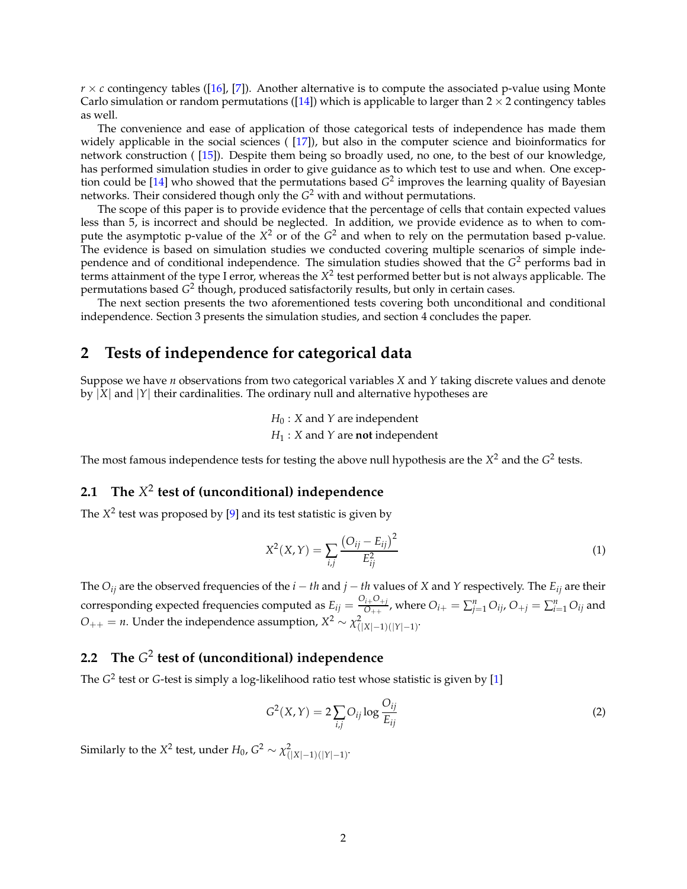$r \times c$ contingency tables ([16], [7]). Another alternative is to compute the associated p-value using Monte Carlo simulation or random permutations ([14]) which is applicable to larger than $2 \times 2$ contingency tables as well.

The convenience and ease of application of those categorical tests of independence has made them widely applicable in the social sciences ( [17]), but also in the computer science and bioinformatics for network construction ( [15]). Despite them being so broadly used, no one, to the best of our knowledge, has performed simulation studies in order to give guidance as to which test to use and when. One exception could be [14] who showed that the permutations based $G^2$ improves the learning quality of Bayesian networks. Their considered though only the $G^2$ with and without permutations.

The scope of this paper is to provide evidence that the percentage of cells that contain expected values less than 5, is incorrect and should be neglected. In addition, we provide evidence as to when to compute the asymptotic p-value of the $X^2$ or of the $G^2$ and when to rely on the permutation based p-value. The evidence is based on simulation studies we conducted covering multiple scenarios of simple independence and of conditional independence. The simulation studies showed that the $G^2$ performs bad in terms attainment of the type I error, whereas the $X^2$ test performed better but is not always applicable. The permutations based $G^2$ though, produced satisfactorily results, but only in certain cases.

The next section presents the two aforementioned tests covering both unconditional and conditional independence. Section 3 presents the simulation studies, and section 4 concludes the paper.

## 2 Tests of independence for categorical data

Suppose we have $n$ observations from two categorical variables $X$ and $Y$ taking discrete values and denote by $|X|$ and $|Y|$ their cardinalities. The ordinary null and alternative hypotheses are

$$H_0 : X \text{ and } Y \text{ are independent}$$
$$H_1 : X \text{ and } Y \text{ are } \textbf{not} \text{ independent}$$

The most famous independence tests for testing the above null hypothesis are the $X^2$ and the $G^2$ tests.

### 2.1 The $X^2$ test of (unconditional) independence

The $X^2$ test was proposed by [9] and its test statistic is given by

$$X^2(X,Y) = \sum_{i,j} \frac{\left(O_{ij} - E_{ij}\right)^2}{E_{ij}^2} \tag{1}$$

The $O_{ij}$ are the observed frequencies of the $i-th$ and $j-th$ values of $X$ and $Y$ respectively. The $E_{ij}$ are their corresponding expected frequencies computed as $E_{ij} = \frac{O_{i+}O_{+j}}{O_{++}}$, where $O_{i+} = \sum_{j=1}^{n} O_{ij}$, $O_{+j} = \sum_{i=1}^{n} O_{ij}$ and $O_{++} = n$. Under the independence assumption, $X^2 \sim \chi^2_{(|X|-1)(|Y|-1)}$.

### 2.2 The $G^2$ test of (unconditional) independence

The $G^2$ test or $G$-test is simply a log-likelihood ratio test whose statistic is given by [1]

$$G^2(X,Y) = 2 \sum_{i,j} O_{ij} \log \frac{O_{ij}}{E_{ij}} \tag{2}$$

Similarly to the $X^2$ test, under $H_0$, $G^2 \sim \chi^2_{(|X|-1)(|Y|-1)}$.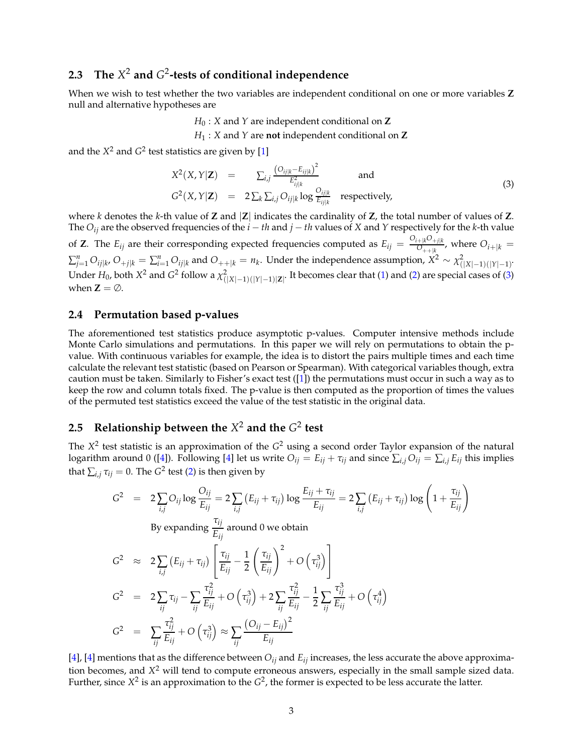### 2.3 The $X^2$ and $G^2$-tests of conditional independence

When we wish to test whether the two variables are independent conditional on one or more variables $\mathbf{Z}$ null and alternative hypotheses are

$$H_0 : X \text{ and } Y \text{ are independent conditional on } \mathbf{Z}$$
$$H_1 : X \text{ and } Y \text{ are } \textbf{not} \text{ independent conditional on } \mathbf{Z}$$

and the $X^2$ and $G^2$ test statistics are given by [1]

$$\begin{array}{rcll} X^2(X,Y|\mathbf{Z}) & = & \sum_{i,j} \frac{\left(O_{ij|k} - E_{ij|k}\right)^2}{E^2_{ij|k}} & \text{and} \\ G^2(X,Y|\mathbf{Z}) & = & 2\sum_k \sum_{i,j} O_{ij|k} \log \frac{O_{ij|k}}{E_{ij|k}} & \text{respectively,} \end{array} \tag{3}$$

where $k$ denotes the $k$-th value of $\mathbf{Z}$ and $|\mathbf{Z}|$ indicates the cardinality of $\mathbf{Z}$, the total number of values of $\mathbf{Z}$. The $O_{ij}$ are the observed frequencies of the $i-th$ and $j-th$ values of $X$ and $Y$ respectively for the $k$-th value of $\mathbf{Z}$. The $E_{ij}$ are their corresponding expected frequencies computed as $E_{ij} = \frac{O_{i+|k}O_{+j|k}}{O_{++|k}}$, where $O_{i+|k} = \sum_{j=1}^n O_{ij|k}$, $O_{+j|k} = \sum_{i=1}^n O_{ij|k}$ and $O_{++|k} = n_k$. Under the independence assumption, $X^2 \sim \chi^2_{(|X|-1)(|Y|-1)}$. Under $H_0$, both $X^2$ and $G^2$ follow a $\chi^2_{(|X|-1)(|Y|-1)|\mathbf{Z}|}$. It becomes clear that (1) and (2) are special cases of (3) when $\mathbf{Z} = \emptyset$.

### 2.4 Permutation based p-values

The aforementioned test statistics produce asymptotic p-values. Computer intensive methods include Monte Carlo simulations and permutations. In this paper we will rely on permutations to obtain the p-value. With continuous variables for example, the idea is to distort the pairs multiple times and each time calculate the relevant test statistic (based on Pearson or Spearman). With categorical variables though, extra caution must be taken. Similarly to Fisher's exact test ([1]) the permutations must occur in such a way as to keep the row and column totals fixed. The p-value is then computed as the proportion of times the values of the permuted test statistics exceed the value of the test statistic in the original data.

### 2.5 Relationship between the $X^2$ and the $G^2$ test

The $X^2$ test statistic is an approximation of the $G^2$ using a second order Taylor expansion of the natural logarithm around 0 ([4]). Following [4] let us write $O_{ij} = E_{ij} + \tau_{ij}$ and since $\sum_{i,j} O_{ij} = \sum_{i,j} E_{ij}$ this implies that $\sum_{i,j} \tau_{ij} = 0$. The $G^2$ test (2) is then given by

$$G^2 = 2\sum_{i,j} O_{ij} \log \frac{O_{ij}}{E_{ij}} = 2\sum_{i,j} \left(E_{ij} + \tau_{ij}\right) \log \frac{E_{ij} + \tau_{ij}}{E_{ij}} = 2\sum_{i,j} \left(E_{ij} + \tau_{ij}\right) \log \left(1 + \frac{\tau_{ij}}{E_{ij}}\right)$$

By expanding $\frac{\tau_{ij}}{E_{ij}}$ around 0 we obtain

$$G^2 \approx 2\sum_{i,j} \left(E_{ij} + \tau_{ij}\right) \left[\frac{\tau_{ij}}{E_{ij}} - \frac{1}{2}\left(\frac{\tau_{ij}}{E_{ij}}\right)^2 + O\left(\tau^3_{ij}\right)\right]$$

$$G^2 = 2\sum_{ij} \tau_{ij} - \sum_{ij} \frac{\tau^2_{ij}}{E_{ij}} + O\left(\tau^3_{ij}\right) + 2\sum_{ij} \frac{\tau^2_{ij}}{E_{ij}} - \frac{1}{2}\sum_{ij} \frac{\tau^3_{ij}}{E_{ij}} + O\left(\tau^4_{ij}\right)$$

$$G^2 = \sum_{ij} \frac{\tau^2_{ij}}{E_{ij}} + O\left(\tau^3_{ij}\right) \approx \sum_{ij} \frac{\left(O_{ij} - E_{ij}\right)^2}{E_{ij}}$$

[4], [4] mentions that as the difference between $O_{ij}$ and $E_{ij}$ increases, the less accurate the above approximation becomes, and $X^2$ will tend to compute erroneous answers, especially in the small sample sized data. Further, since $X^2$ is an approximation to the $G^2$, the former is expected to be less accurate the latter.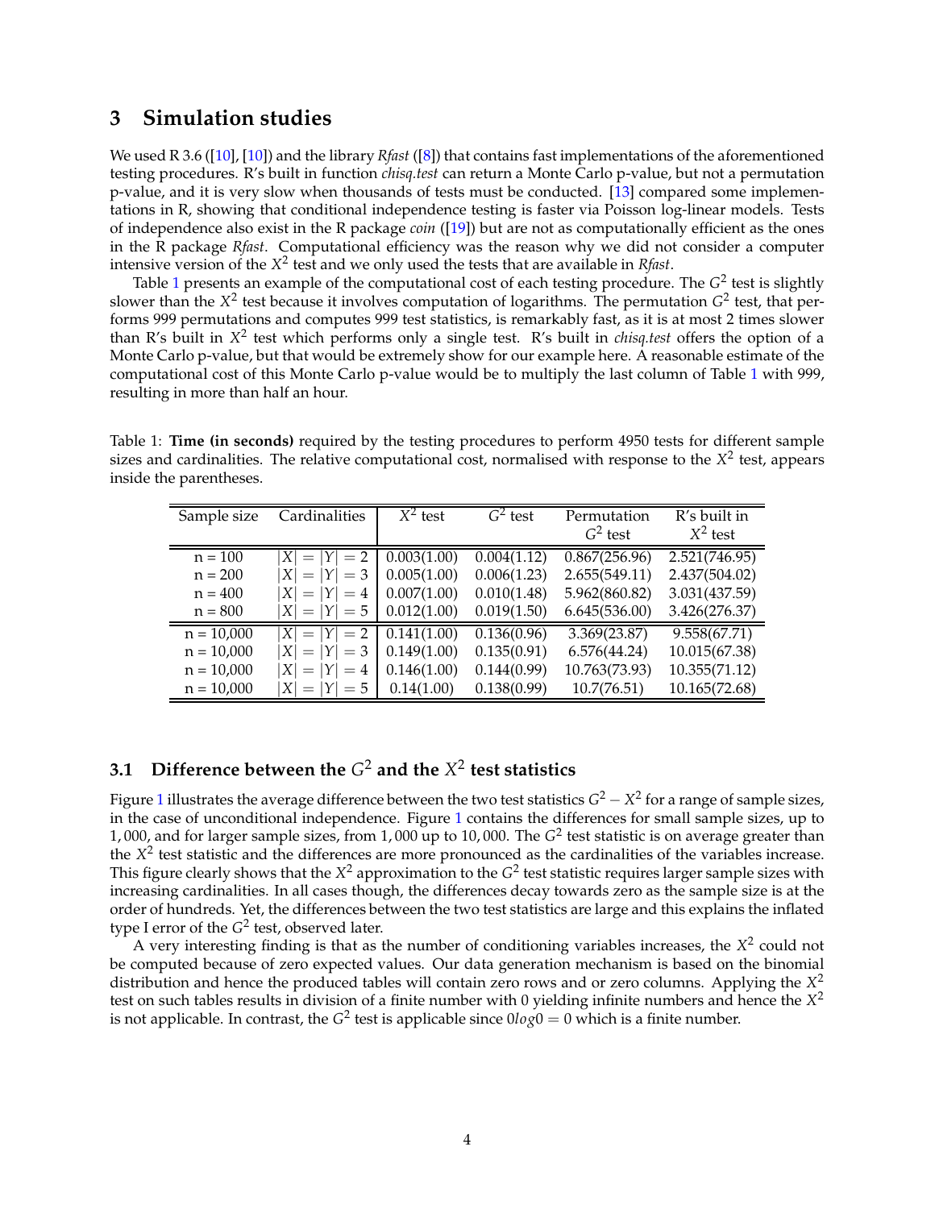## 3 Simulation studies

We used R 3.6 ([10], [10]) and the library *Rfast* ([8]) that contains fast implementations of the aforementioned testing procedures. R's built in function *chisq.test* can return a Monte Carlo p-value, but not a permutation p-value, and it is very slow when thousands of tests must be conducted. [13] compared some implementations in R, showing that conditional independence testing is faster via Poisson log-linear models. Tests of independence also exist in the R package *coin* ([19]) but are not as computationally efficient as the ones in the R package *Rfast*. Computational efficiency was the reason why we did not consider a computer intensive version of the $X^2$ test and we only used the tests that are available in *Rfast*.

Table 1 presents an example of the computational cost of each testing procedure. The $G^2$ test is slightly slower than the $X^2$ test because it involves computation of logarithms. The permutation $G^2$ test, that performs 999 permutations and computes 999 test statistics, is remarkably fast, as it is at most 2 times slower than R's built in $X^2$ test which performs only a single test. R's built in *chisq.test* offers the option of a Monte Carlo p-value, but that would be extremely show for our example here. A reasonable estimate of the computational cost of this Monte Carlo p-value would be to multiply the last column of Table 1 with 999, resulting in more than half an hour.

Table 1: **Time (in seconds)** required by the testing procedures to perform 4950 tests for different sample sizes and cardinalities. The relative computational cost, normalised with response to the $X^2$ test, appears inside the parentheses.

| Sample size | Cardinalities | $X^2$ test | $G^2$ test | Permutation $G^2$ test | R's built in $X^2$ test |
|---|---|---|---|---|---|
| n = 100 | $\lvert X\rvert = \lvert Y\rvert = 2$ | 0.003(1.00) | 0.004(1.12) | 0.867(256.96) | 2.521(746.95) |
| n = 200 | $\lvert X\rvert = \lvert Y\rvert = 3$ | 0.005(1.00) | 0.006(1.23) | 2.655(549.11) | 2.437(504.02) |
| n = 400 | $\lvert X\rvert = \lvert Y\rvert = 4$ | 0.007(1.00) | 0.010(1.48) | 5.962(860.82) | 3.031(437.59) |
| n = 800 | $\lvert X\rvert = \lvert Y\rvert = 5$ | 0.012(1.00) | 0.019(1.50) | 6.645(536.00) | 3.426(276.37) |
| n = 10,000 | $\lvert X\rvert = \lvert Y\rvert = 2$ | 0.141(1.00) | 0.136(0.96) | 3.369(23.87) | 9.558(67.71) |
| n = 10,000 | $\lvert X\rvert = \lvert Y\rvert = 3$ | 0.149(1.00) | 0.135(0.91) | 6.576(44.24) | 10.015(67.38) |
| n = 10,000 | $\lvert X\rvert = \lvert Y\rvert = 4$ | 0.146(1.00) | 0.144(0.99) | 10.763(73.93) | 10.355(71.12) |
| n = 10,000 | $\lvert X\rvert = \lvert Y\rvert = 5$ | 0.14(1.00) | 0.138(0.99) | 10.7(76.51) | 10.165(72.68) |

### 3.1 Difference between the $G^2$ and the $X^2$ test statistics

Figure 1 illustrates the average difference between the two test statistics $G^2 - X^2$ for a range of sample sizes, in the case of unconditional independence. Figure 1 contains the differences for small sample sizes, up to $1,000$, and for larger sample sizes, from $1,000$ up to $10,000$. The $G^2$ test statistic is on average greater than the $X^2$ test statistic and the differences are more pronounced as the cardinalities of the variables increase. This figure clearly shows that the $X^2$ approximation to the $G^2$ test statistic requires larger sample sizes with increasing cardinalities. In all cases though, the differences decay towards zero as the sample size is at the order of hundreds. Yet, the differences between the two test statistics are large and this explains the inflated type I error of the $G^2$ test, observed later.

A very interesting finding is that as the number of conditioning variables increases, the $X^2$ could not be computed because of zero expected values. Our data generation mechanism is based on the binomial distribution and hence the produced tables will contain zero rows and or zero columns. Applying the $X^2$ test on such tables results in division of a finite number with 0 yielding infinite numbers and hence the $X^2$ is not applicable. In contrast, the $G^2$ test is applicable since $0log0 = 0$ which is a finite number.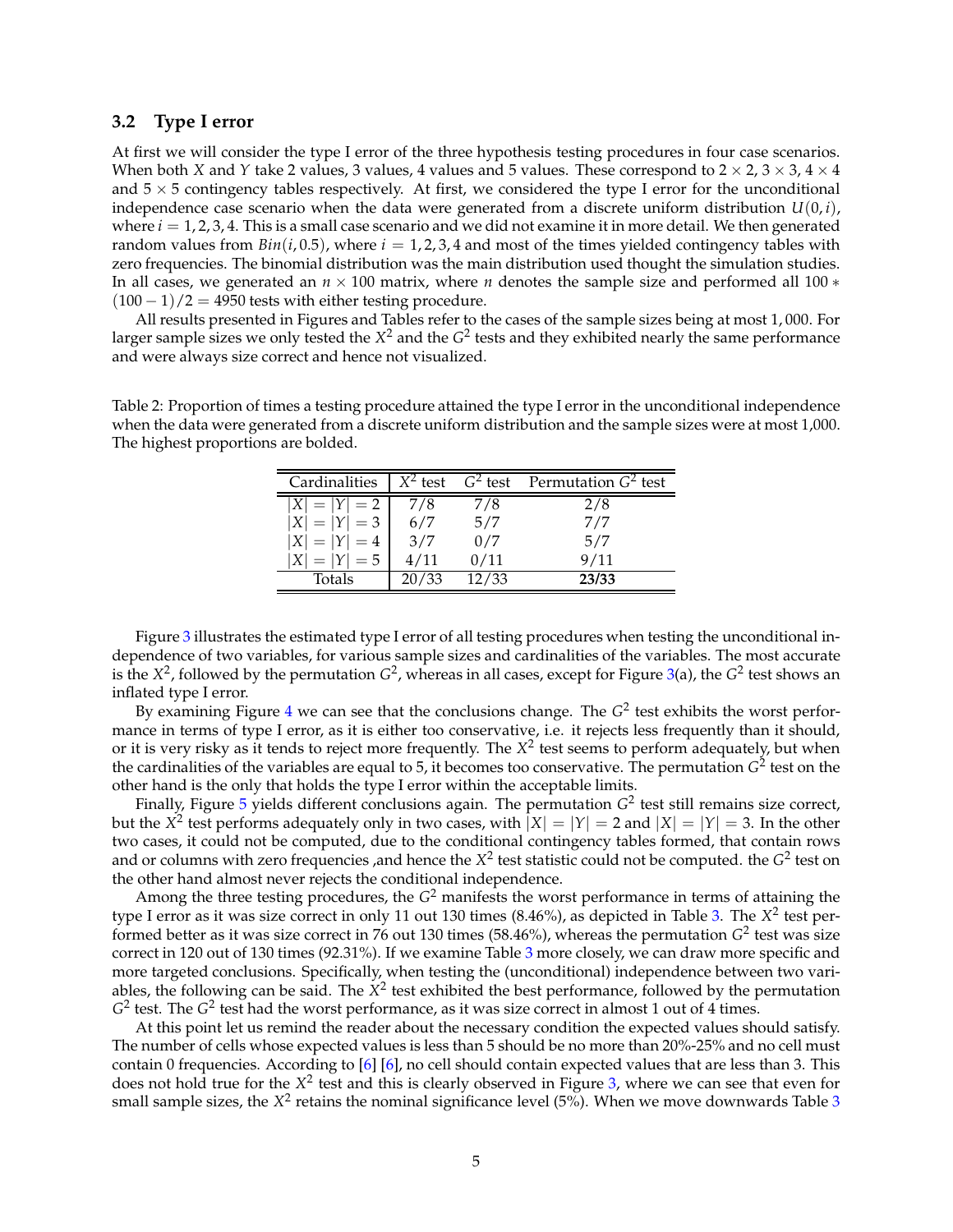### 3.2 Type I error

At first we will consider the type I error of the three hypothesis testing procedures in four case scenarios. When both $X$ and $Y$ take 2 values, 3 values, 4 values and 5 values. These correspond to $2 \times 2$, $3 \times 3$, $4 \times 4$ and $5 \times 5$ contingency tables respectively. At first, we considered the type I error for the unconditional independence case scenario when the data were generated from a discrete uniform distribution $U(0, i)$, where $i = 1, 2, 3, 4$. This is a small case scenario and we did not examine it in more detail. We then generated random values from $Bin(i, 0.5)$, where $i = 1, 2, 3, 4$ and most of the times yielded contingency tables with zero frequencies. The binomial distribution was the main distribution used thought the simulation studies. In all cases, we generated an $n \times 100$ matrix, where $n$ denotes the sample size and performed all $100 * (100 - 1)/2 = 4950$ tests with either testing procedure.

All results presented in Figures and Tables refer to the cases of the sample sizes being at most 1,000. For larger sample sizes we only tested the $X^2$ and the $G^2$ tests and they exhibited nearly the same performance and were always size correct and hence not visualized.

Table 2: Proportion of times a testing procedure attained the type I error in the unconditional independence when the data were generated from a discrete uniform distribution and the sample sizes were at most 1,000. The highest proportions are bolded.

| Cardinalities | $X^2$ test | $G^2$ test | Permutation $G^2$ test |
|---|---|---|---|
| $\lvert X\rvert = \lvert Y\rvert = 2$ | 7/8 | 7/8 | 2/8 |
| $\lvert X\rvert = \lvert Y\rvert = 3$ | 6/7 | 5/7 | 7/7 |
| $\lvert X\rvert = \lvert Y\rvert = 4$ | 3/7 | 0/7 | 5/7 |
| $\lvert X\rvert = \lvert Y\rvert = 5$ | 4/11 | 0/11 | 9/11 |
| Totals | 20/33 | 12/33 | **23/33** |

Figure 3 illustrates the estimated type I error of all testing procedures when testing the unconditional independence of two variables, for various sample sizes and cardinalities of the variables. The most accurate is the $X^2$, followed by the permutation $G^2$, whereas in all cases, except for Figure 3(a), the $G^2$ test shows an inflated type I error.

By examining Figure 4 we can see that the conclusions change. The $G^2$ test exhibits the worst performance in terms of type I error, as it is either too conservative, i.e. it rejects less frequently than it should, or it is very risky as it tends to reject more frequently. The $X^2$ test seems to perform adequately, but when the cardinalities of the variables are equal to 5, it becomes too conservative. The permutation $G^2$ test on the other hand is the only that holds the type I error within the acceptable limits.

Finally, Figure 5 yields different conclusions again. The permutation $G^2$ test still remains size correct, but the $X^2$ test performs adequately only in two cases, with $|X| = |Y| = 2$ and $|X| = |Y| = 3$. In the other two cases, it could not be computed, due to the conditional contingency tables formed, that contain rows and or columns with zero frequencies ,and hence the $X^2$ test statistic could not be computed. the $G^2$ test on the other hand almost never rejects the conditional independence.

Among the three testing procedures, the $G^2$ manifests the worst performance in terms of attaining the type I error as it was size correct in only 11 out 130 times (8.46%), as depicted in Table 3. The $X^2$ test performed better as it was size correct in 76 out 130 times (58.46%), whereas the permutation $G^2$ test was size correct in 120 out of 130 times (92.31%). If we examine Table 3 more closely, we can draw more specific and more targeted conclusions. Specifically, when testing the (unconditional) independence between two variables, the following can be said. The $X^2$ test exhibited the best performance, followed by the permutation $G^2$ test. The $G^2$ test had the worst performance, as it was size correct in almost 1 out of 4 times.

At this point let us remind the reader about the necessary condition the expected values should satisfy. The number of cells whose expected values is less than 5 should be no more than 20%-25% and no cell must contain 0 frequencies. According to [6] [6], no cell should contain expected values that are less than 3. This does not hold true for the $X^2$ test and this is clearly observed in Figure 3, where we can see that even for small sample sizes, the $X^2$ retains the nominal significance level (5%). When we move downwards Table 3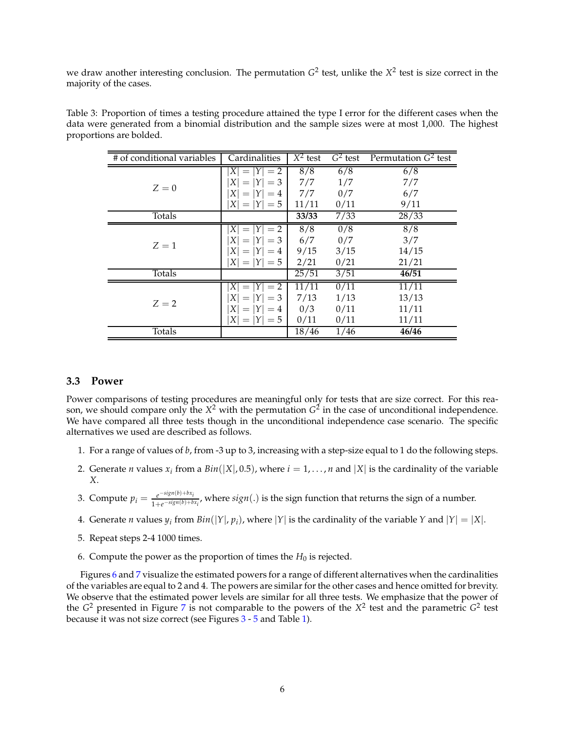we draw another interesting conclusion. The permutation $G^2$ test, unlike the $X^2$ test is size correct in the majority of the cases.

Table 3: Proportion of times a testing procedure attained the type I error for the different cases when the data were generated from a binomial distribution and the sample sizes were at most 1,000. The highest proportions are bolded.

| # of conditional variables | Cardinalities | $X^2$ test | $G^2$ test | Permutation $G^2$ test |
|---|---|---|---|---|
| $Z = 0$ | $\|X\| = \|Y\| = 2$ | 8/8 | 6/8 | 6/8 |
| | $\|X\| = \|Y\| = 3$ | 7/7 | 1/7 | 7/7 |
| | $\|X\| = \|Y\| = 4$ | 7/7 | 0/7 | 6/7 |
| | $\|X\| = \|Y\| = 5$ | 11/11 | 0/11 | 9/11 |
| Totals | | **33/33** | 7/33 | 28/33 |
| $Z = 1$ | $\|X\| = \|Y\| = 2$ | 8/8 | 0/8 | 8/8 |
| | $\|X\| = \|Y\| = 3$ | 6/7 | 0/7 | 3/7 |
| | $\|X\| = \|Y\| = 4$ | 9/15 | 3/15 | 14/15 |
| | $\|X\| = \|Y\| = 5$ | 2/21 | 0/21 | 21/21 |
| Totals | | 25/51 | 3/51 | **46/51** |
| $Z = 2$ | $\|X\| = \|Y\| = 2$ | 11/11 | 0/11 | 11/11 |
| | $\|X\| = \|Y\| = 3$ | 7/13 | 1/13 | 13/13 |
| | $\|X\| = \|Y\| = 4$ | 0/3 | 0/11 | 11/11 |
| | $\|X\| = \|Y\| = 5$ | 0/11 | 0/11 | 11/11 |
| Totals | | 18/46 | 1/46 | **46/46** |

### 3.3 Power

Power comparisons of testing procedures are meaningful only for tests that are size correct. For this reason, we should compare only the $X^2$ with the permutation $G^2$ in the case of unconditional independence. We have compared all three tests though in the unconditional independence case scenario. The specific alternatives we used are described as follows.

1. For a range of values of $b$, from -3 up to 3, increasing with a step-size equal to 1 do the following steps.
2. Generate $n$ values $x_i$ from a $Bin(|X|, 0.5)$, where $i = 1, \ldots, n$ and $|X|$ is the cardinality of the variable $X$.
3. Compute $p_i = \frac{e^{-sign(b)+bx_i}}{1+e^{-sign(b)+bx_i}}$, where $sign(.)$ is the sign function that returns the sign of a number.
4. Generate $n$ values $y_i$ from $Bin(|Y|, p_i)$, where $|Y|$ is the cardinality of the variable $Y$ and $|Y| = |X|$.
5. Repeat steps 2-4 1000 times.
6. Compute the power as the proportion of times the $H_0$ is rejected.

Figures 6 and 7 visualize the estimated powers for a range of different alternatives when the cardinalities of the variables are equal to 2 and 4. The powers are similar for the other cases and hence omitted for brevity. We observe that the estimated power levels are similar for all three tests. We emphasize that the power of the $G^2$ presented in Figure 7 is not comparable to the powers of the $X^2$ test and the parametric $G^2$ test because it was not size correct (see Figures 3 - 5 and Table 1).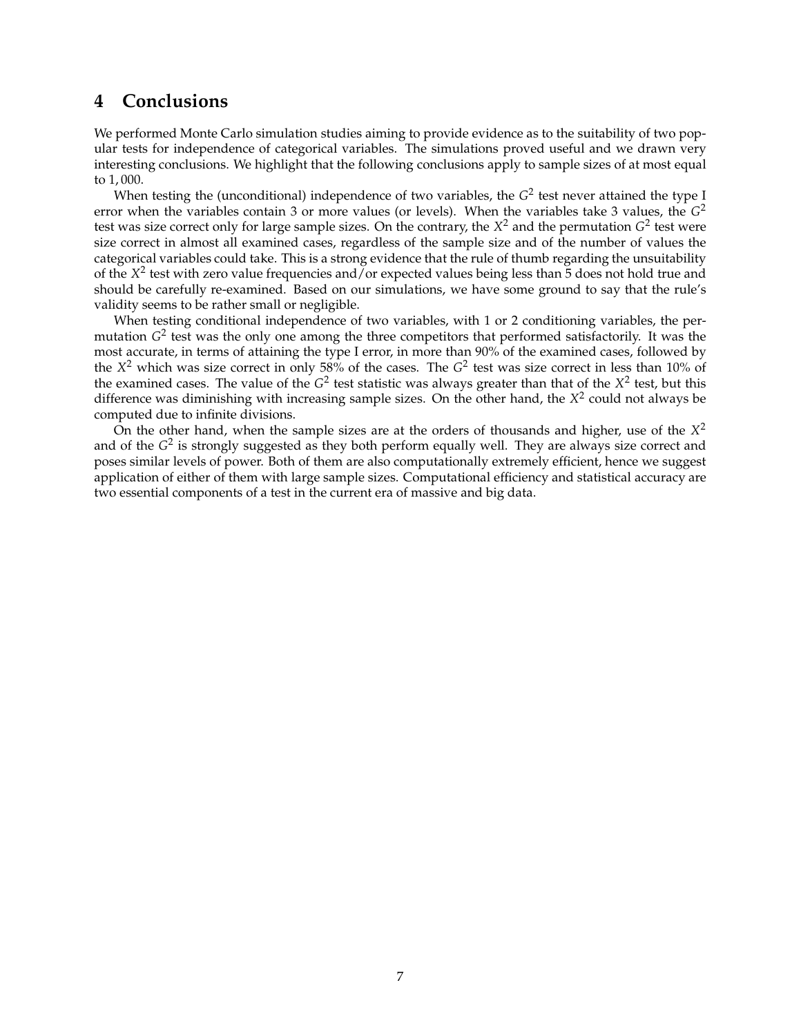## 4 Conclusions

We performed Monte Carlo simulation studies aiming to provide evidence as to the suitability of two popular tests for independence of categorical variables. The simulations proved useful and we drawn very interesting conclusions. We highlight that the following conclusions apply to sample sizes of at most equal to 1,000.

When testing the (unconditional) independence of two variables, the $G^2$ test never attained the type I error when the variables contain 3 or more values (or levels). When the variables take 3 values, the $G^2$ test was size correct only for large sample sizes. On the contrary, the $X^2$ and the permutation $G^2$ test were size correct in almost all examined cases, regardless of the sample size and of the number of values the categorical variables could take. This is a strong evidence that the rule of thumb regarding the unsuitability of the $X^2$ test with zero value frequencies and/or expected values being less than 5 does not hold true and should be carefully re-examined. Based on our simulations, we have some ground to say that the rule's validity seems to be rather small or negligible.

When testing conditional independence of two variables, with 1 or 2 conditioning variables, the permutation $G^2$ test was the only one among the three competitors that performed satisfactorily. It was the most accurate, in terms of attaining the type I error, in more than 90% of the examined cases, followed by the $X^2$ which was size correct in only 58% of the cases. The $G^2$ test was size correct in less than 10% of the examined cases. The value of the $G^2$ test statistic was always greater than that of the $X^2$ test, but this difference was diminishing with increasing sample sizes. On the other hand, the $X^2$ could not always be computed due to infinite divisions.

On the other hand, when the sample sizes are at the orders of thousands and higher, use of the $X^2$ and of the $G^2$ is strongly suggested as they both perform equally well. They are always size correct and poses similar levels of power. Both of them are also computationally extremely efficient, hence we suggest application of either of them with large sample sizes. Computational efficiency and statistical accuracy are two essential components of a test in the current era of massive and big data.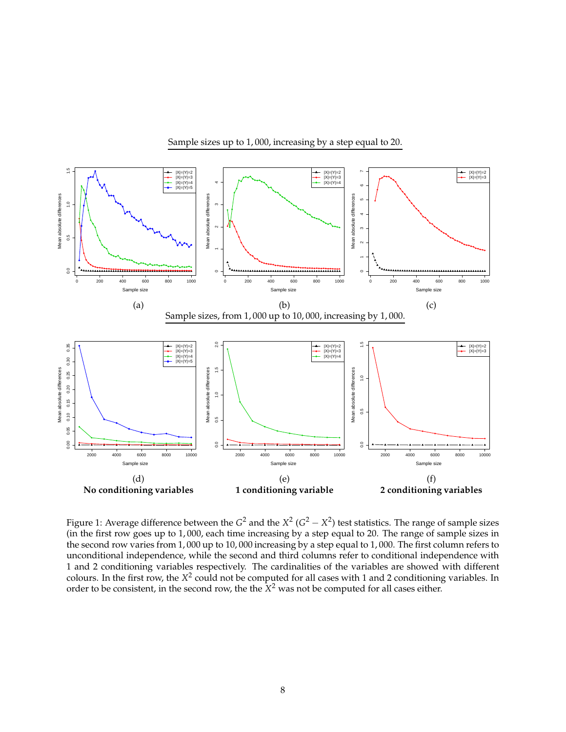Sample sizes up to 1,000, increasing by a step equal to 20.

Mean absolute differences

Sample size

|X|=|Y|=2
|X|=|Y|=3
|X|=|Y|=4
|X|=|Y|=5

(a) (b) (c)

Sample sizes, from 1,000 up to 10,000, increasing by 1,000.

(d) (e) (f)

**No conditioning variables** **1 conditioning variable** **2 conditioning variables**

Figure 1: Average difference between the $G^2$ and the $X^2$ ($G^2 - X^2$) test statistics. The range of sample sizes (in the first row goes up to 1,000, each time increasing by a step equal to 20. The range of sample sizes in the second row varies from 1,000 up to 10,000 increasing by a step equal to 1,000. The first column refers to unconditional independence, while the second and third columns refer to conditional independence with 1 and 2 conditioning variables respectively. The cardinalities of the variables are showed with different colours. In the first row, the $X^2$ could not be computed for all cases with 1 and 2 conditioning variables. In order to be consistent, in the second row, the the $X^2$ was not be computed for all cases either.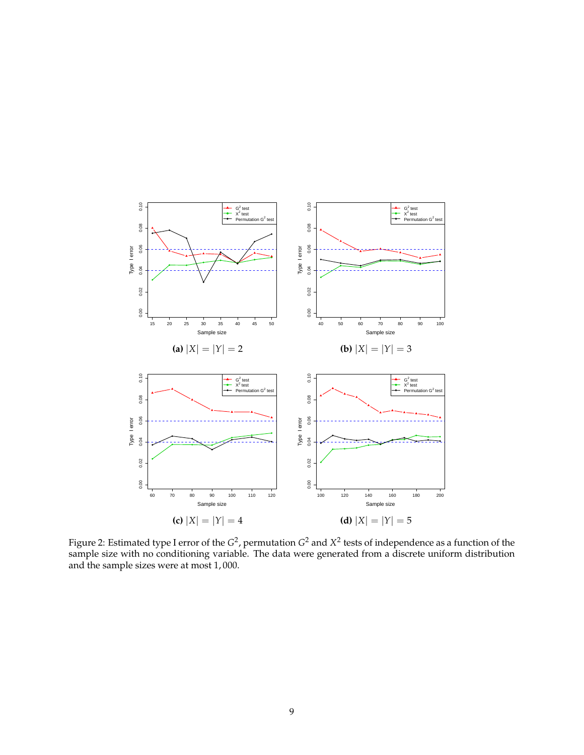Type I error

0.00 0.02 0.04 0.06 0.08 0.10

$G^2$ test
$X^2$ test
Permutation $G^2$ test

15 20 25 30 35 40 45 50

Sample size

**(a)** $|X| = |Y| = 2$

Type I error

0.00 0.02 0.04 0.06 0.08 0.10

$G^2$ test
$X^2$ test
Permutation $G^2$ test

40 50 60 70 80 90 100

Sample size

**(b)** $|X| = |Y| = 3$

Type I error

0.00 0.02 0.04 0.06 0.08 0.10

$G^2$ test
$X^2$ test
Permutation $G^2$ test

60 70 80 90 100 110 120

Sample size

**(c)** $|X| = |Y| = 4$

Type I error

0.00 0.02 0.04 0.06 0.08 0.10

$G^2$ test
$X^2$ test
Permutation $G^2$ test

100 120 140 160 180 200

Sample size

**(d)** $|X| = |Y| = 5$

Figure 2: Estimated type I error of the $G^2$, permutation $G^2$ and $X^2$ tests of independence as a function of the sample size with no conditioning variable. The data were generated from a discrete uniform distribution and the sample sizes were at most 1,000.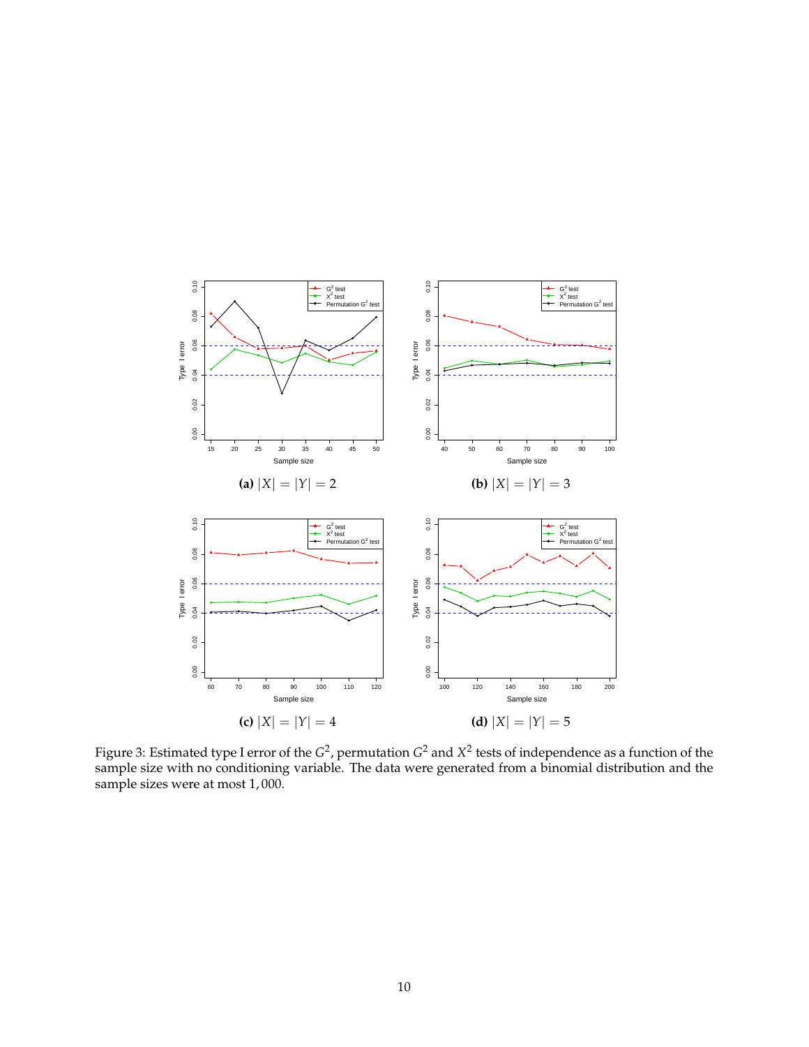Type I error

0.00 0.02 0.04 0.06 0.08 0.10

15 20 25 30 35 40 45 50

Sample size

$G^2$ test
$X^2$ test
Permutation $G^2$ test

**(a)** $|X| = |Y| = 2$

Type I error

0.00 0.02 0.04 0.06 0.08 0.10

40 50 60 70 80 90 100

Sample size

$G^2$ test
$X^2$ test
Permutation $G^2$ test

**(b)** $|X| = |Y| = 3$

Type I error

0.00 0.02 0.04 0.06 0.08 0.10

60 70 80 90 100 110 120

Sample size

$G^2$ test
$X^2$ test
Permutation $G^2$ test

**(c)** $|X| = |Y| = 4$

Type I error

0.00 0.02 0.04 0.06 0.08 0.10

100 120 140 160 180 200

Sample size

$G^2$ test
$X^2$ test
Permutation $G^2$ test

**(d)** $|X| = |Y| = 5$

Figure 3: Estimated type I error of the $G^2$, permutation $G^2$ and $X^2$ tests of independence as a function of the sample size with no conditioning variable. The data were generated from a binomial distribution and the sample sizes were at most 1,000.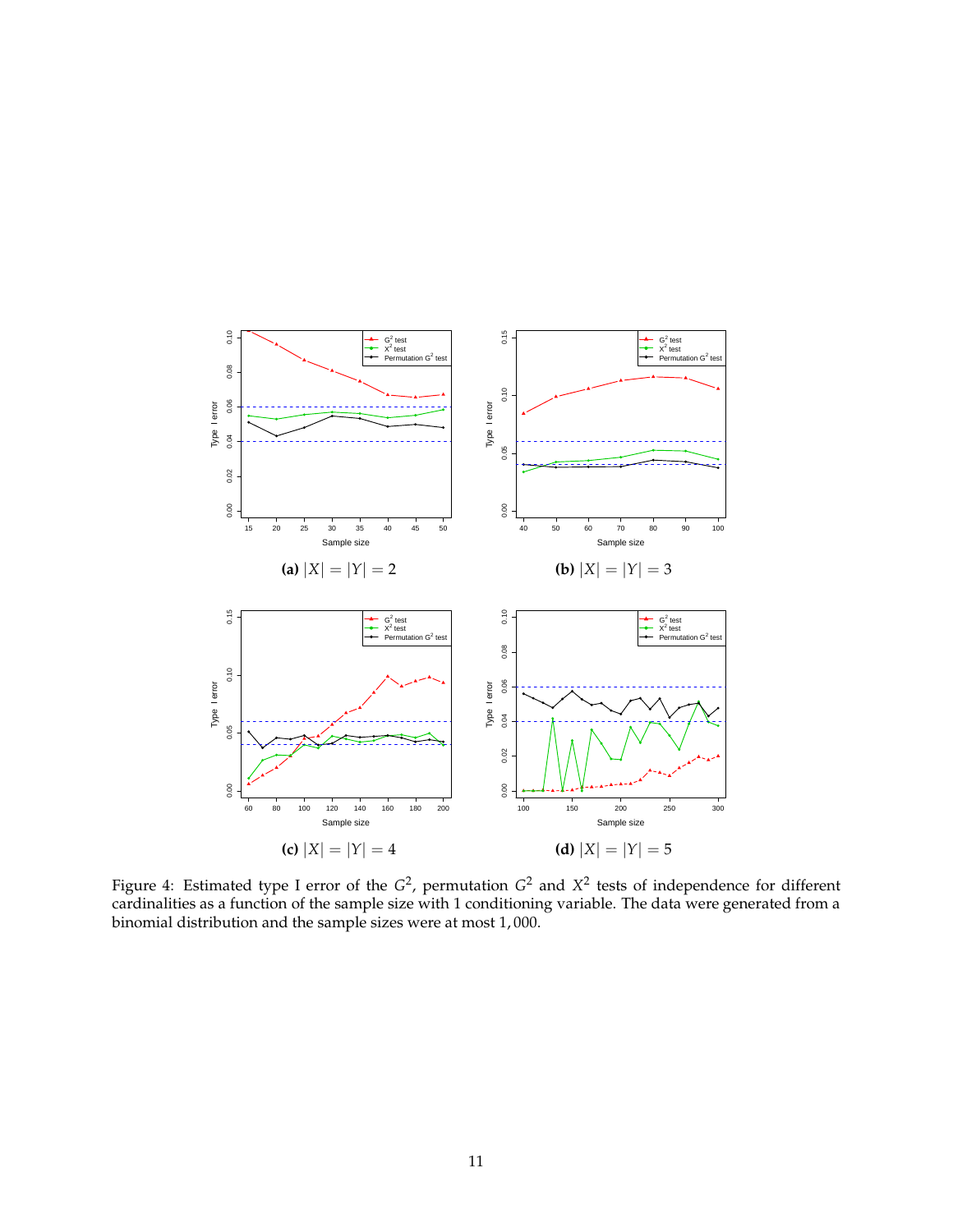Type I error

0.00 0.02 0.04 0.06 0.08 0.10

15 20 25 30 35 40 45 50

Sample size

$G^2$ test
$X^2$ test
Permutation $G^2$ test

**(a)** $|X| = |Y| = 2$

Type I error

0.00 0.05 0.10 0.15

40 50 60 70 80 90 100

Sample size

$G^2$ test
$X^2$ test
Permutation $G^2$ test

**(b)** $|X| = |Y| = 3$

Type I error

0.00 0.05 0.10 0.15

60 80 100 120 140 160 180 200

Sample size

$G^2$ test
$X^2$ test
Permutation $G^2$ test

**(c)** $|X| = |Y| = 4$

Type I error

0.00 0.02 0.04 0.06 0.08 0.10

100 150 200 250 300

Sample size

$G^2$ test
$X^2$ test
Permutation $G^2$ test

**(d)** $|X| = |Y| = 5$

Figure 4: Estimated type I error of the $G^2$, permutation $G^2$ and $X^2$ tests of independence for different cardinalities as a function of the sample size with 1 conditioning variable. The data were generated from a binomial distribution and the sample sizes were at most 1,000.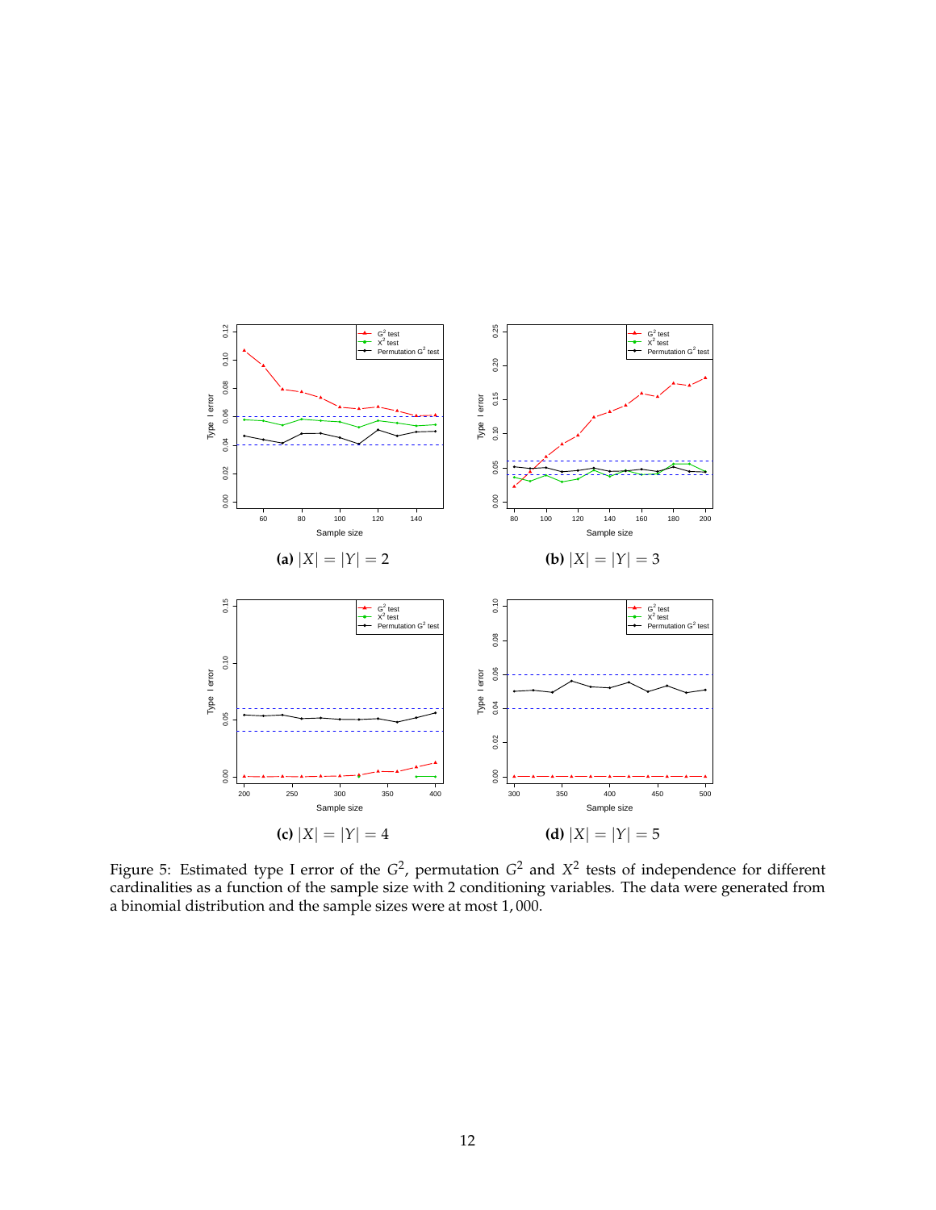Type I error

Sample size

G² test
X² test
Permutation G² test

**(a)** $|X| = |Y| = 2$

**(b)** $|X| = |Y| = 3$

**(c)** $|X| = |Y| = 4$

**(d)** $|X| = |Y| = 5$

Figure 5: Estimated type I error of the $G^2$, permutation $G^2$ and $X^2$ tests of independence for different cardinalities as a function of the sample size with 2 conditioning variables. The data were generated from a binomial distribution and the sample sizes were at most 1,000.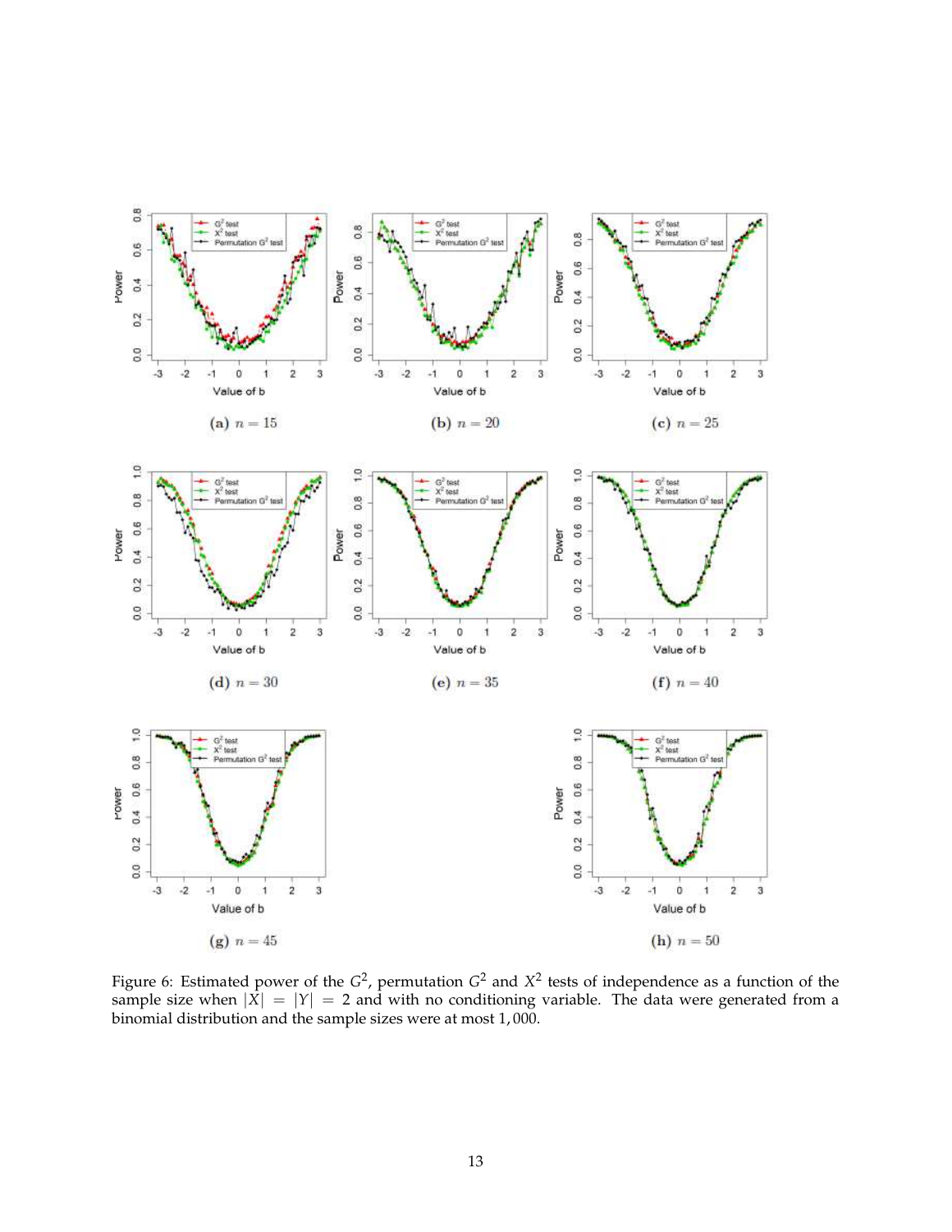Power

Value of b

$G^2$ test
$X^2$ test
Permutation $G^2$ test

(a) $n = 15$

(b) $n = 20$

(c) $n = 25$

(d) $n = 30$

(e) $n = 35$

(f) $n = 40$

(g) $n = 45$

(h) $n = 50$

Figure 6: Estimated power of the $G^2$, permutation $G^2$ and $X^2$ tests of independence as a function of the sample size when $|X| = |Y| = 2$ and with no conditioning variable. The data were generated from a binomial distribution and the sample sizes were at most 1,000.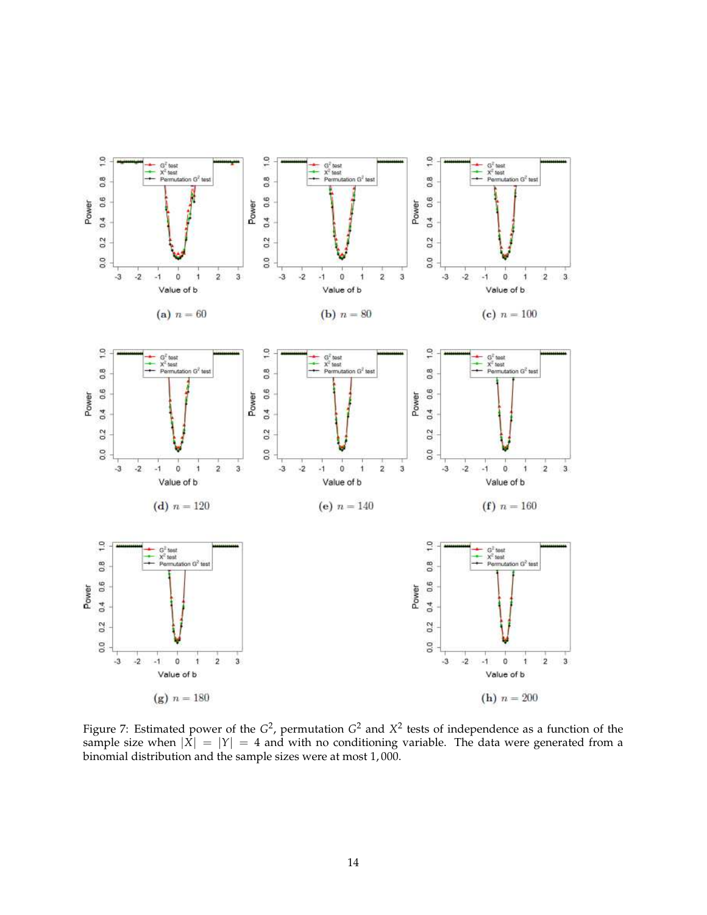1.0
0.8
0.6
0.4
0.2
0.0
Power
$G^2$ test
$X^2$ test
Permutation $G^2$ test
-3 -2 -1 0 1 2 3
Value of b

**(a)** $n = 60$

1.0
0.8
0.6
0.4
0.2
0.0
Power
$G^2$ test
$X^2$ test
Permutation $G^2$ test
-3 -2 -1 0 1 2 3
Value of b

**(b)** $n = 80$

1.0
0.8
0.6
0.4
0.2
0.0
Power
$G^2$ test
$X^2$ test
Permutation $G^2$ test
-3 -2 -1 0 1 2 3
Value of b

**(c)** $n = 100$

1.0
0.8
0.6
0.4
0.2
0.0
Power
$G^2$ test
$X^2$ test
Permutation $G^2$ test
-3 -2 -1 0 1 2 3
Value of b

**(d)** $n = 120$

1.0
0.8
0.6
0.4
0.2
0.0
Power
$G^2$ test
$X^2$ test
Permutation $G^2$ test
-3 -2 -1 0 1 2 3
Value of b

**(e)** $n = 140$

1.0
0.8
0.6
0.4
0.2
0.0
Power
$G^2$ test
$X^2$ test
Permutation $G^2$ test
-3 -2 -1 0 1 2 3
Value of b

**(f)** $n = 160$

1.0
0.8
0.6
0.4
0.2
0.0
Power
$G^2$ test
$X^2$ test
Permutation $G^2$ test
-3 -2 -1 0 1 2 3
Value of b

**(g)** $n = 180$

1.0
0.8
0.6
0.4
0.2
0.0
Power
$G^2$ test
$X^2$ test
Permutation $G^2$ test
-3 -2 -1 0 1 2 3
Value of b

**(h)** $n = 200$

Figure 7: Estimated power of the $G^2$, permutation $G^2$ and $X^2$ tests of independence as a function of the sample size when $|X| = |Y| = 4$ and with no conditioning variable. The data were generated from a binomial distribution and the sample sizes were at most 1,000.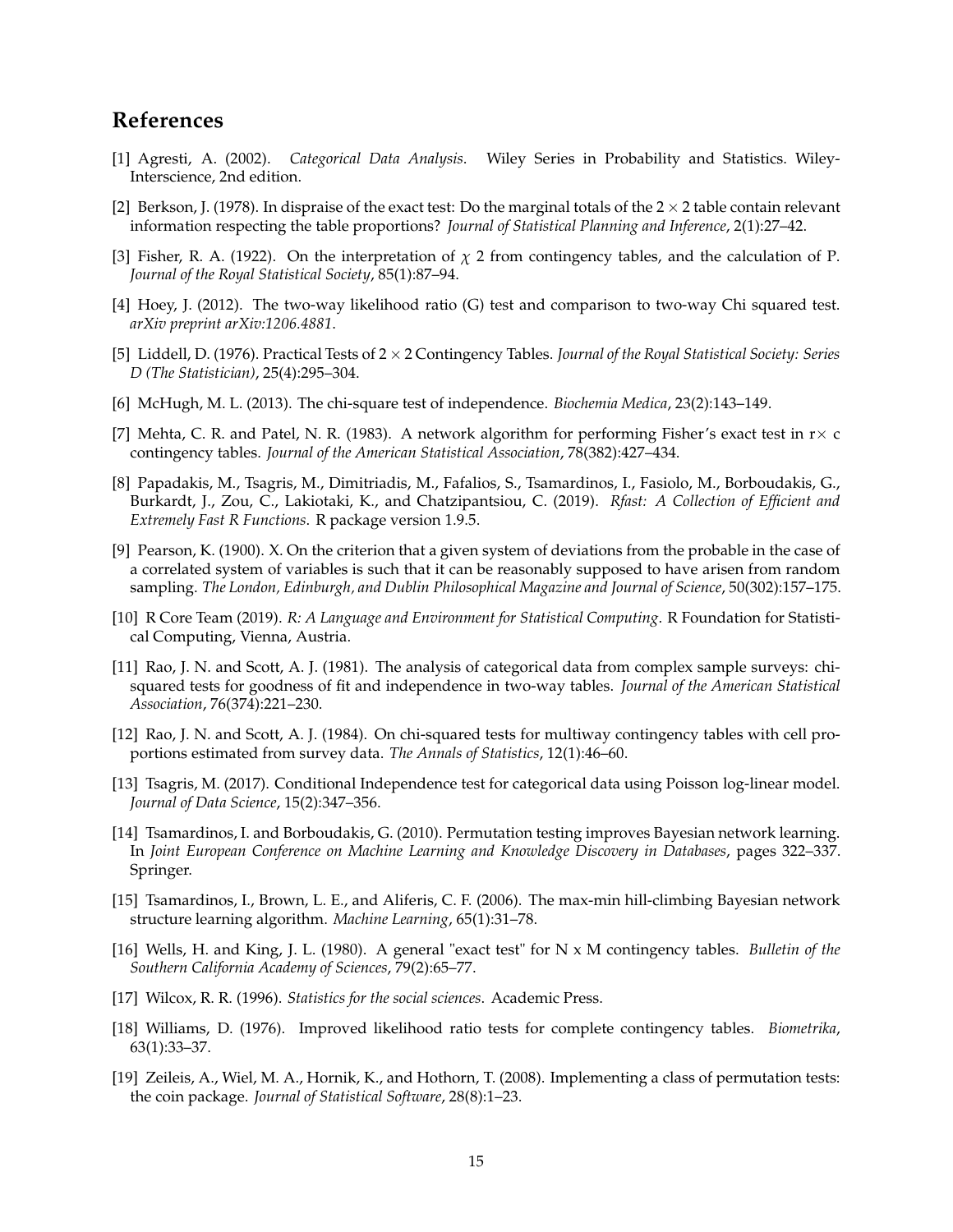## References

[1] Agresti, A. (2002). *Categorical Data Analysis*. Wiley Series in Probability and Statistics. Wiley-Interscience, 2nd edition.

[2] Berkson, J. (1978). In dispraise of the exact test: Do the marginal totals of the $2 \times 2$ table contain relevant information respecting the table proportions? *Journal of Statistical Planning and Inference*, 2(1):27–42.

[3] Fisher, R. A. (1922). On the interpretation of $\chi$ 2 from contingency tables, and the calculation of P. *Journal of the Royal Statistical Society*, 85(1):87–94.

[4] Hoey, J. (2012). The two-way likelihood ratio (G) test and comparison to two-way Chi squared test. *arXiv preprint arXiv:1206.4881*.

[5] Liddell, D. (1976). Practical Tests of $2 \times 2$ Contingency Tables. *Journal of the Royal Statistical Society: Series D (The Statistician)*, 25(4):295–304.

[6] McHugh, M. L. (2013). The chi-square test of independence. *Biochemia Medica*, 23(2):143–149.

[7] Mehta, C. R. and Patel, N. R. (1983). A network algorithm for performing Fisher's exact test in r$\times$ c contingency tables. *Journal of the American Statistical Association*, 78(382):427–434.

[8] Papadakis, M., Tsagris, M., Dimitriadis, M., Fafalios, S., Tsamardinos, I., Fasiolo, M., Borboudakis, G., Burkardt, J., Zou, C., Lakiotaki, K., and Chatzipantsiou, C. (2019). *Rfast: A Collection of Efficient and Extremely Fast R Functions*. R package version 1.9.5.

[9] Pearson, K. (1900). X. On the criterion that a given system of deviations from the probable in the case of a correlated system of variables is such that it can be reasonably supposed to have arisen from random sampling. *The London, Edinburgh, and Dublin Philosophical Magazine and Journal of Science*, 50(302):157–175.

[10] R Core Team (2019). *R: A Language and Environment for Statistical Computing*. R Foundation for Statistical Computing, Vienna, Austria.

[11] Rao, J. N. and Scott, A. J. (1981). The analysis of categorical data from complex sample surveys: chi-squared tests for goodness of fit and independence in two-way tables. *Journal of the American Statistical Association*, 76(374):221–230.

[12] Rao, J. N. and Scott, A. J. (1984). On chi-squared tests for multiway contingency tables with cell proportions estimated from survey data. *The Annals of Statistics*, 12(1):46–60.

[13] Tsagris, M. (2017). Conditional Independence test for categorical data using Poisson log-linear model. *Journal of Data Science*, 15(2):347–356.

[14] Tsamardinos, I. and Borboudakis, G. (2010). Permutation testing improves Bayesian network learning. In *Joint European Conference on Machine Learning and Knowledge Discovery in Databases*, pages 322–337. Springer.

[15] Tsamardinos, I., Brown, L. E., and Aliferis, C. F. (2006). The max-min hill-climbing Bayesian network structure learning algorithm. *Machine Learning*, 65(1):31–78.

[16] Wells, H. and King, J. L. (1980). A general "exact test" for N x M contingency tables. *Bulletin of the Southern California Academy of Sciences*, 79(2):65–77.

[17] Wilcox, R. R. (1996). *Statistics for the social sciences*. Academic Press.

[18] Williams, D. (1976). Improved likelihood ratio tests for complete contingency tables. *Biometrika*, 63(1):33–37.

[19] Zeileis, A., Wiel, M. A., Hornik, K., and Hothorn, T. (2008). Implementing a class of permutation tests: the coin package. *Journal of Statistical Software*, 28(8):1–23.